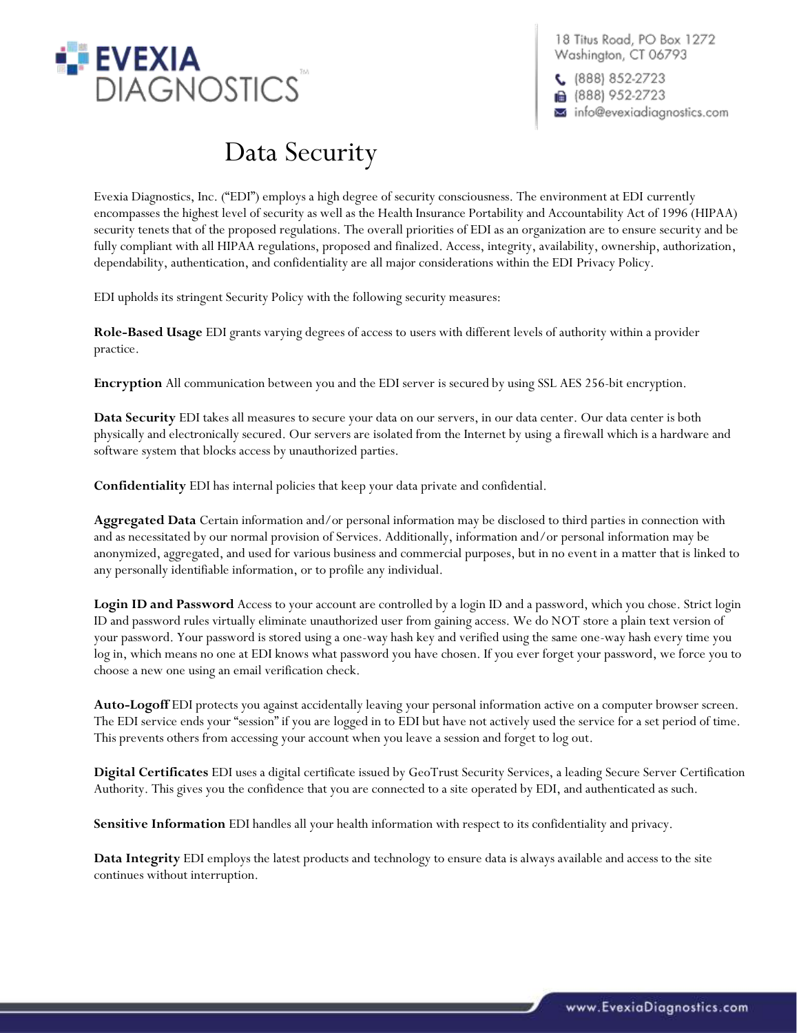EVEXIA DIAGNOSTICS™

18 Titus Road, PO Box 1272
Washington, CT 06793

(888) 852-2723
(888) 952-2723
info@evexiadiagnostics.com

# Data Security

Evexia Diagnostics, Inc. ("EDI") employs a high degree of security consciousness. The environment at EDI currently encompasses the highest level of security as well as the Health Insurance Portability and Accountability Act of 1996 (HIPAA) security tenets that of the proposed regulations. The overall priorities of EDI as an organization are to ensure security and be fully compliant with all HIPAA regulations, proposed and finalized. Access, integrity, availability, ownership, authorization, dependability, authentication, and confidentiality are all major considerations within the EDI Privacy Policy.

EDI upholds its stringent Security Policy with the following security measures:

**Role-Based Usage** EDI grants varying degrees of access to users with different levels of authority within a provider practice.

**Encryption** All communication between you and the EDI server is secured by using SSL AES 256-bit encryption.

**Data Security** EDI takes all measures to secure your data on our servers, in our data center. Our data center is both physically and electronically secured. Our servers are isolated from the Internet by using a firewall which is a hardware and software system that blocks access by unauthorized parties.

**Confidentiality** EDI has internal policies that keep your data private and confidential.

**Aggregated Data** Certain information and/or personal information may be disclosed to third parties in connection with and as necessitated by our normal provision of Services. Additionally, information and/or personal information may be anonymized, aggregated, and used for various business and commercial purposes, but in no event in a matter that is linked to any personally identifiable information, or to profile any individual.

**Login ID and Password** Access to your account are controlled by a login ID and a password, which you chose. Strict login ID and password rules virtually eliminate unauthorized user from gaining access. We do NOT store a plain text version of your password. Your password is stored using a one-way hash key and verified using the same one-way hash every time you log in, which means no one at EDI knows what password you have chosen. If you ever forget your password, we force you to choose a new one using an email verification check.

**Auto-Logoff** EDI protects you against accidentally leaving your personal information active on a computer browser screen. The EDI service ends your "session" if you are logged in to EDI but have not actively used the service for a set period of time. This prevents others from accessing your account when you leave a session and forget to log out.

**Digital Certificates** EDI uses a digital certificate issued by GeoTrust Security Services, a leading Secure Server Certification Authority. This gives you the confidence that you are connected to a site operated by EDI, and authenticated as such.

**Sensitive Information** EDI handles all your health information with respect to its confidentiality and privacy.

**Data Integrity** EDI employs the latest products and technology to ensure data is always available and access to the site continues without interruption.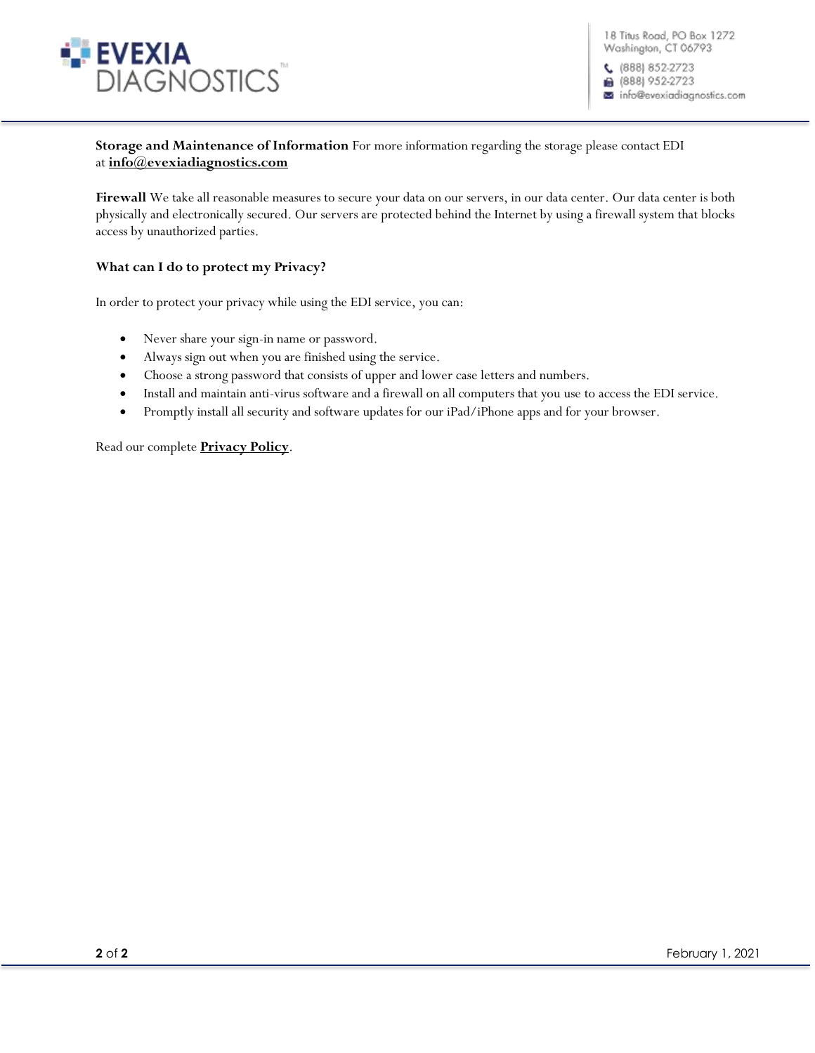**Storage and Maintenance of Information** For more information regarding the storage please contact EDI at **info@evexiadiagnostics.com**

**Firewall** We take all reasonable measures to secure your data on our servers, in our data center. Our data center is both physically and electronically secured. Our servers are protected behind the Internet by using a firewall system that blocks access by unauthorized parties.

### What can I do to protect my Privacy?

In order to protect your privacy while using the EDI service, you can:

- Never share your sign-in name or password.
- Always sign out when you are finished using the service.
- Choose a strong password that consists of upper and lower case letters and numbers.
- Install and maintain anti-virus software and a firewall on all computers that you use to access the EDI service.
- Promptly install all security and software updates for our iPad/iPhone apps and for your browser.

Read our complete **Privacy Policy**.